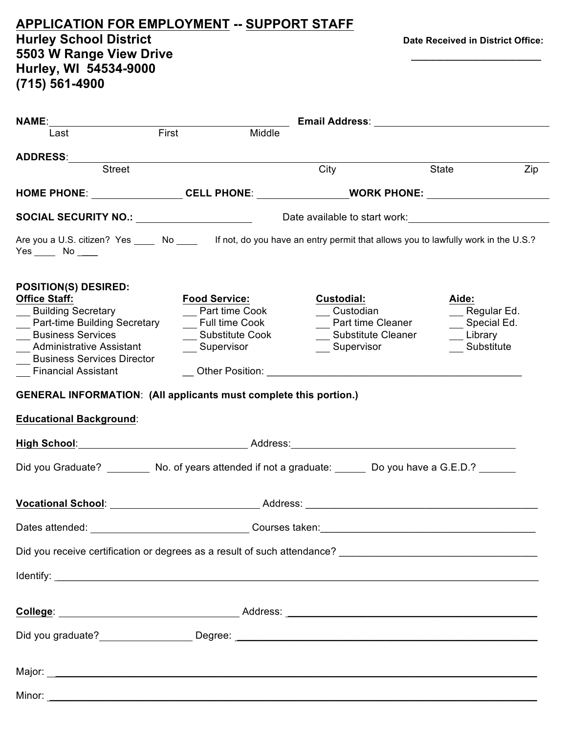# APPLICATION FOR EMPLOYMENT -- SUPPORT STAFF

**Hurley School District**
**5503 W Range View Drive**
**Hurley, WI 54534-9000**
**(715) 561-4900**

**Date Received in District Office:** ______________________

**NAME**: _____________________________________________ **Email Address**: ________________________________
Last First Middle

**ADDRESS**: _______________________________________________________________________________________
Street City State Zip

**HOME PHONE**: ________________ **CELL PHONE**: ________________ **WORK PHONE:** ____________________

**SOCIAL SECURITY NO.:** _____________________ Date available to start work: _____________________________

Are you a U.S. citizen? Yes ____ No ____ If not, do you have an entry permit that allows you to lawfully work in the U.S.? Yes ____ No ____

**POSITION(S) DESIRED:**

**Office Staff:**
- ___ Building Secretary
- ___ Part-time Building Secretary
- ___ Business Services
- ___ Administrative Assistant
- ___ Business Services Director
- ___ Financial Assistant

**Food Service:**
- ___ Part time Cook
- ___ Full time Cook
- ___ Substitute Cook
- ___ Supervisor

**Custodial:**
- ___ Custodian
- ___ Part time Cleaner
- ___ Substitute Cleaner
- ___ Supervisor

**Aide:**
- ___ Regular Ed.
- ___ Special Ed.
- ___ Library
- ___ Substitute

__ Other Position: ______________________________________________

**GENERAL INFORMATION**: **(All applicants must complete this portion.)**

**Educational Background**:

**High School**: ______________________________ Address: ___________________________________________

Did you Graduate? ________ No. of years attended if not a graduate: ______ Do you have a G.E.D.? _______

**Vocational School**: ___________________________ Address: ________________________________________

Dates attended: ____________________________ Courses taken: ______________________________________

Did you receive certification or degrees as a result of such attendance? ___________________________________

Identify: __________________________________________________________________________________

**College**: _______________________________ Address: ____________________________________________

Did you graduate? ________________ Degree: ____________________________________________________

Major: ___________________________________________________________________________________

Minor: ___________________________________________________________________________________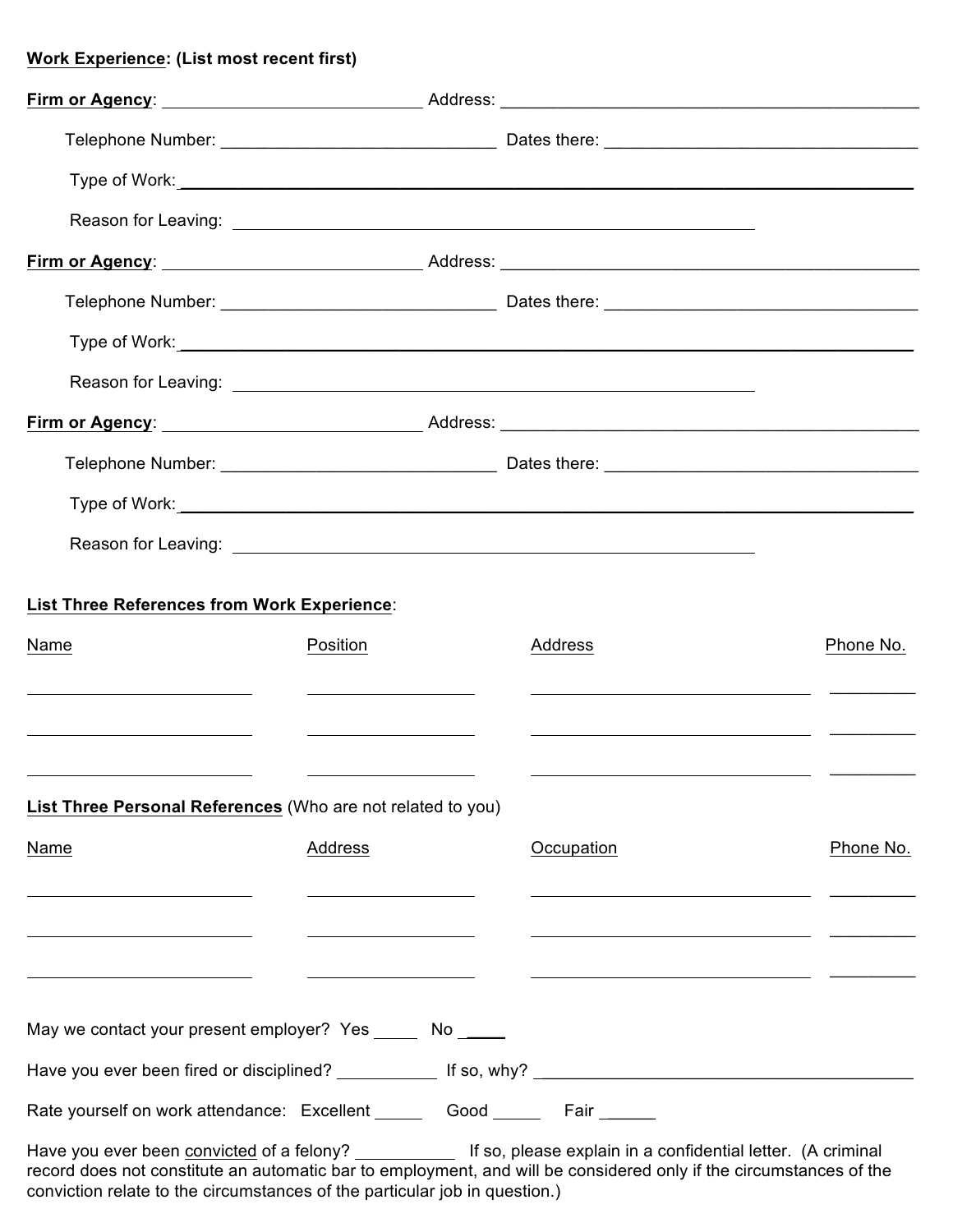**Work Experience: (List most recent first)**

**Firm or Agency**: ____________________________ Address: ____________________________________________

Telephone Number: ______________________________ Dates there: __________________________________

Type of Work: ___________________________________________________________________________

Reason for Leaving: _________________________________________________________

**Firm or Agency**: ____________________________ Address: ____________________________________________

Telephone Number: ______________________________ Dates there: __________________________________

Type of Work: ___________________________________________________________________________

Reason for Leaving: _________________________________________________________

**Firm or Agency**: ____________________________ Address: ____________________________________________

Telephone Number: ______________________________ Dates there: __________________________________

Type of Work: ___________________________________________________________________________

Reason for Leaving: _________________________________________________________

**List Three References from Work Experience**:

| Name | Position | Address | Phone No. |
| --- | --- | --- | --- |
| | | | |
| | | | |
| | | | |

**List Three Personal References** (Who are not related to you)

| Name | Address | Occupation | Phone No. |
| --- | --- | --- | --- |
| | | | |
| | | | |
| | | | |

May we contact your present employer? Yes _____ No _____

Have you ever been fired or disciplined? ___________ If so, why? ________________________________________

Rate yourself on work attendance: Excellent _____ Good _____ Fair ______

Have you ever been convicted of a felony? ___________ If so, please explain in a confidential letter. (A criminal record does not constitute an automatic bar to employment, and will be considered only if the circumstances of the conviction relate to the circumstances of the particular job in question.)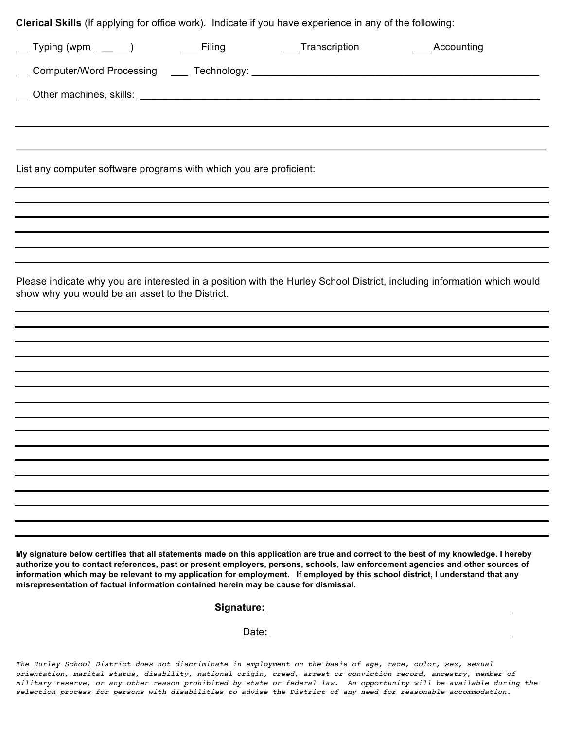**Clerical Skills** (If applying for office work). Indicate if you have experience in any of the following:

___ Typing (wpm ______) ___ Filing ___ Transcription ___ Accounting

___ Computer/Word Processing ___ Technology: ______________________________________________

___ Other machines, skills: ______________________________________________

______________________________________________

______________________________________________

List any computer software programs with which you are proficient:

______________________________________________

______________________________________________

______________________________________________

______________________________________________

______________________________________________

Please indicate why you are interested in a position with the Hurley School District, including information which would show why you would be an asset to the District.

______________________________________________

______________________________________________

______________________________________________

______________________________________________

______________________________________________

______________________________________________

______________________________________________

______________________________________________

______________________________________________

______________________________________________

______________________________________________

______________________________________________

______________________________________________

______________________________________________

______________________________________________

**My signature below certifies that all statements made on this application are true and correct to the best of my knowledge. I hereby authorize you to contact references, past or present employers, persons, schools, law enforcement agencies and other sources of information which may be relevant to my application for employment. If employed by this school district, I understand that any misrepresentation of factual information contained herein may be cause for dismissal.**

**Signature:** ______________________________________________

Date**:** ______________________________________________

*The Hurley School District does not discriminate in employment on the basis of age, race, color, sex, sexual orientation, marital status, disability, national origin, creed, arrest or conviction record, ancestry, member of military reserve, or any other reason prohibited by state or federal law. An opportunity will be available during the selection process for persons with disabilities to advise the District of any need for reasonable accommodation.*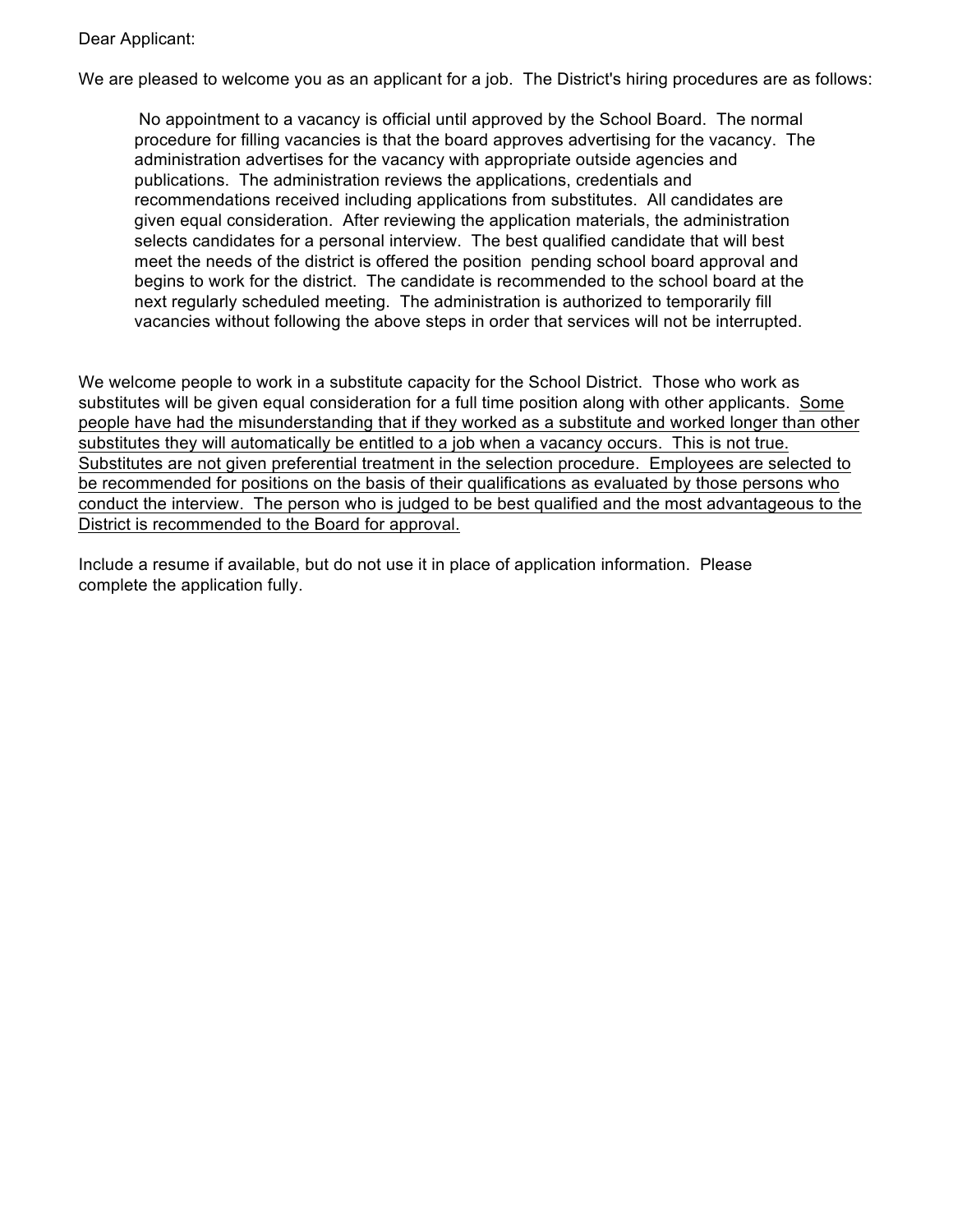Dear Applicant:

We are pleased to welcome you as an applicant for a job. The District's hiring procedures are as follows:

> No appointment to a vacancy is official until approved by the School Board. The normal procedure for filling vacancies is that the board approves advertising for the vacancy. The administration advertises for the vacancy with appropriate outside agencies and publications. The administration reviews the applications, credentials and recommendations received including applications from substitutes. All candidates are given equal consideration. After reviewing the application materials, the administration selects candidates for a personal interview. The best qualified candidate that will best meet the needs of the district is offered the position pending school board approval and begins to work for the district. The candidate is recommended to the school board at the next regularly scheduled meeting. The administration is authorized to temporarily fill vacancies without following the above steps in order that services will not be interrupted.

We welcome people to work in a substitute capacity for the School District. Those who work as substitutes will be given equal consideration for a full time position along with other applicants. <u>Some people have had the misunderstanding that if they worked as a substitute and worked longer than other substitutes they will automatically be entitled to a job when a vacancy occurs. This is not true. Substitutes are not given preferential treatment in the selection procedure. Employees are selected to be recommended for positions on the basis of their qualifications as evaluated by those persons who conduct the interview. The person who is judged to be best qualified and the most advantageous to the District is recommended to the Board for approval.</u>

Include a resume if available, but do not use it in place of application information. Please complete the application fully.